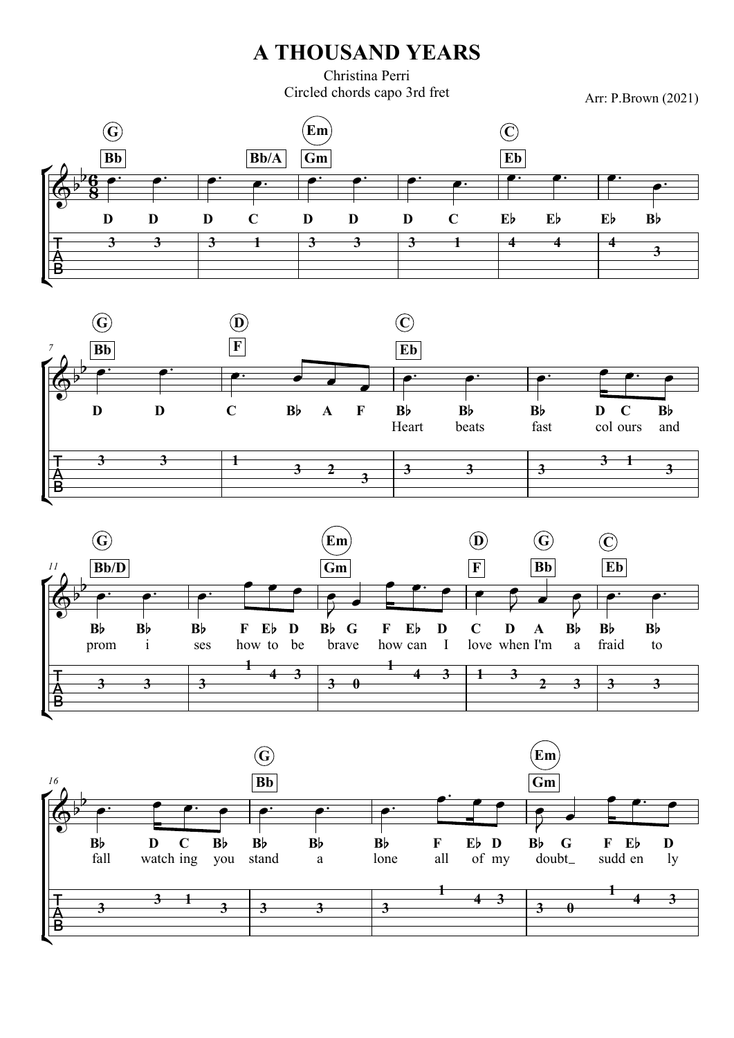# A THOUSAND YEARS

Christina Perri

Circled chords capo 3rd fret

Arr: P.Brown (2021)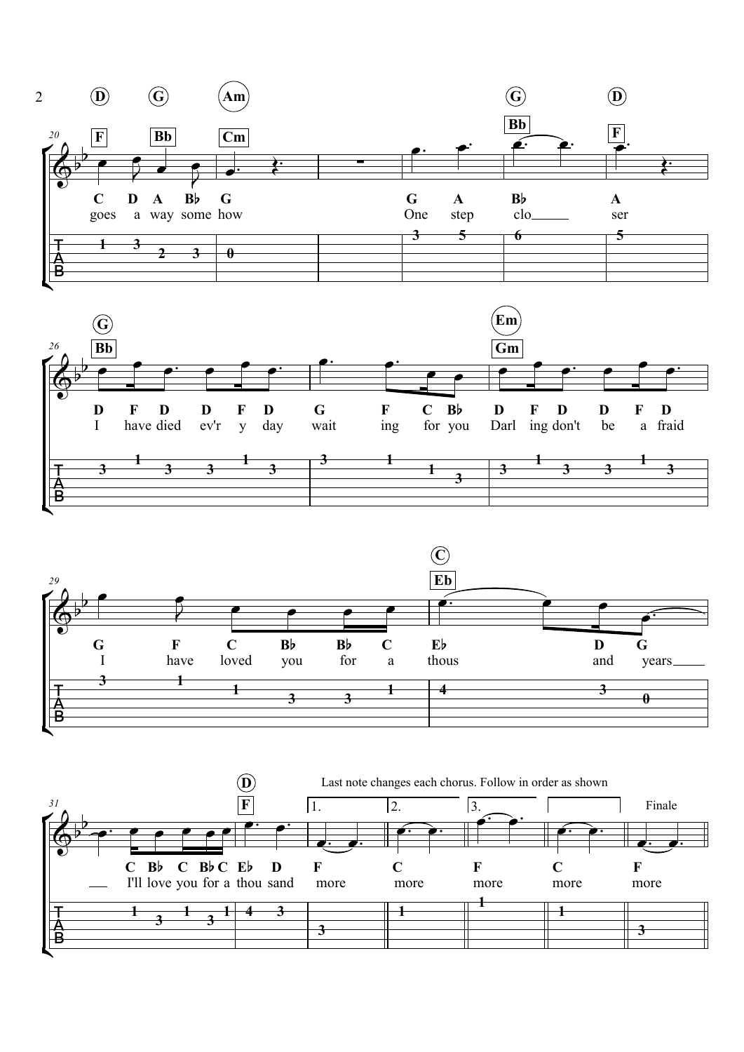goes a way some how

One step clo___ ser

I have died ev'r y day wait ing for you

Darl ing don't be a fraid

I have loved you for a thous and years___

___ I'll love you for a thou sand more

Last note changes each chorus. Follow in order as shown

1. more

2. more

3. more

more

Finale

more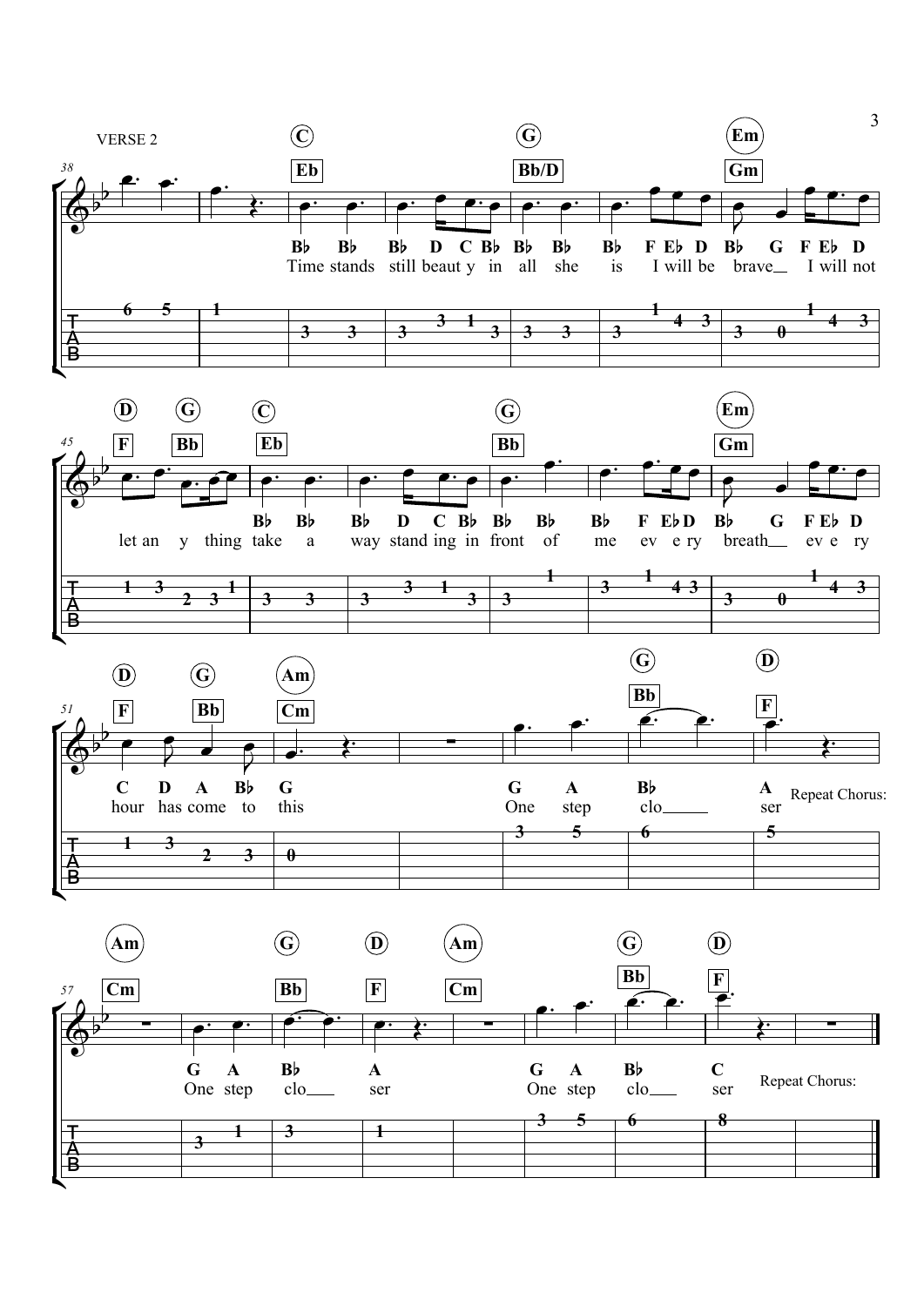VERSE 2

Time stands still beaut y in all she is I will be brave I will not let an y thing take a way stand ing in front of me ev e ry breath ev e ry hour has come to this

One step clo ser

Repeat Chorus:

One step clo ser

One step clo ser

Repeat Chorus: